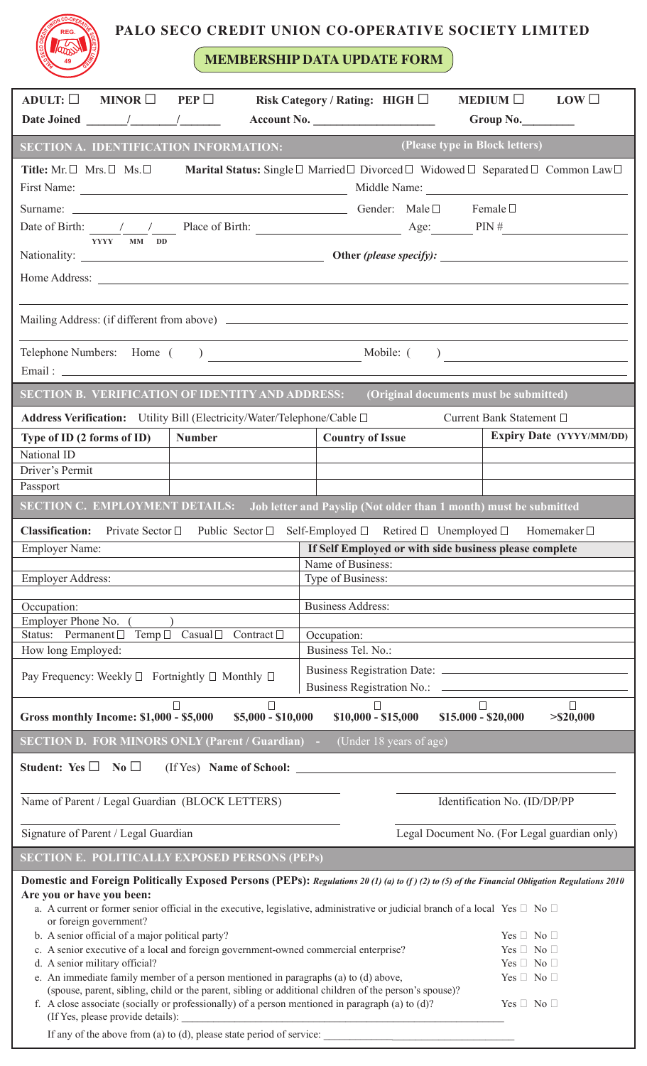# PALO SECO CREDIT UNION CO-OPERATIVE SOCIETY LIMITED

## MEMBERSHIP DATA UPDATE FORM

**ADULT:** ☐ **MINOR** ☐ **PEP** ☐ **Risk Category / Rating: HIGH** ☐ **MEDIUM** ☐ **LOW** ☐

**Date Joined** ______/_______/______ **Account No.** ____________________ **Group No.**________

## SECTION A. IDENTIFICATION INFORMATION: (Please type in Block letters)

**Title:** Mr. ☐ Mrs. ☐ Ms. ☐ **Marital Status:** Single ☐ Married ☐ Divorced ☐ Widowed ☐ Separated ☐ Common Law ☐

First Name: ______________________ Middle Name: ______________________

Surname: ______________________ Gender: Male ☐ Female ☐

Date of Birth: ____/____/____ (YYYY MM DD) Place of Birth: ______________ Age: ______ PIN # ______________

Nationality: ______________________ **Other** *(please specify)*: ______________________

Home Address: ____________________________________________

Mailing Address: (if different from above) ____________________________________________

Telephone Numbers: Home ( ) ______________ Mobile: ( ) ______________

Email : ____________________________________________

## SECTION B. VERIFICATION OF IDENTITY AND ADDRESS: (Original documents must be submitted)

**Address Verification:** Utility Bill (Electricity/Water/Telephone/Cable ☐ Current Bank Statement ☐

| Type of ID (2 forms of ID) | Number | Country of Issue | Expiry Date (YYYY/MM/DD) |
|---|---|---|---|
| National ID | | | |
| Driver's Permit | | | |
| Passport | | | |

## SECTION C. EMPLOYMENT DETAILS: Job letter and Payslip (Not older than 1 month) must be submitted

**Classification:** Private Sector ☐ Public Sector ☐ Self-Employed ☐ Retired ☐ Unemployed ☐ Homemaker ☐

| Employer Name: | **If Self Employed or with side business please complete** |
|---|---|
| | Name of Business: |
| Employer Address: | Type of Business: |
| Occupation: | Business Address: |
| Employer Phone No. ( ) | |
| Status: Permanent ☐ Temp ☐ Casual ☐ Contract ☐ | Occupation: |
| How long Employed: | Business Tel. No.: |
| Pay Frequency: Weekly ☐ Fortnightly ☐ Monthly ☐ | Business Registration Date: ______________ <br> Business Registration No.: ______________ |

**Gross monthly Income:** ☐ **$1,000 - $5,000** ☐ **$5,000 - $10,000** ☐ **$10,000 - $15,000** ☐ **$15.000 - $20,000** ☐ **>$20,000**

## SECTION D. FOR MINORS ONLY (Parent / Guardian) - (Under 18 years of age)

**Student: Yes** ☐ **No** ☐ (If Yes) **Name of School:** ______________________

______________________ ______________________

Name of Parent / Legal Guardian (BLOCK LETTERS) Identification No. (ID/DP/PP

______________________ ______________________

Signature of Parent / Legal Guardian Legal Document No. (For Legal guardian only)

## SECTION E. POLITICALLY EXPOSED PERSONS (PEPs)

**Domestic and Foreign Politically Exposed Persons (PEPs):** ***Regulations 20 (1) (a) to (f ) (2) to (5) of the Financial Obligation Regulations 2010***

**Are you or have you been:**

a. A current or former senior official in the executive, legislative, administrative or judicial branch of a local or foreign government? Yes ☐ No ☐

b. A senior official of a major political party? Yes ☐ No ☐

c. A senior executive of a local and foreign government-owned commercial enterprise? Yes ☐ No ☐

d. A senior military official? Yes ☐ No ☐

e. An immediate family member of a person mentioned in paragraphs (a) to (d) above, (spouse, parent, sibling, child or the parent, sibling or additional children of the person's spouse)? Yes ☐ No ☐

f. A close associate (socially or professionally) of a person mentioned in paragraph (a) to (d)? Yes ☐ No ☐

(If Yes, please provide details): ____________________________________________

If any of the above from (a) to (d), please state period of service: ______________________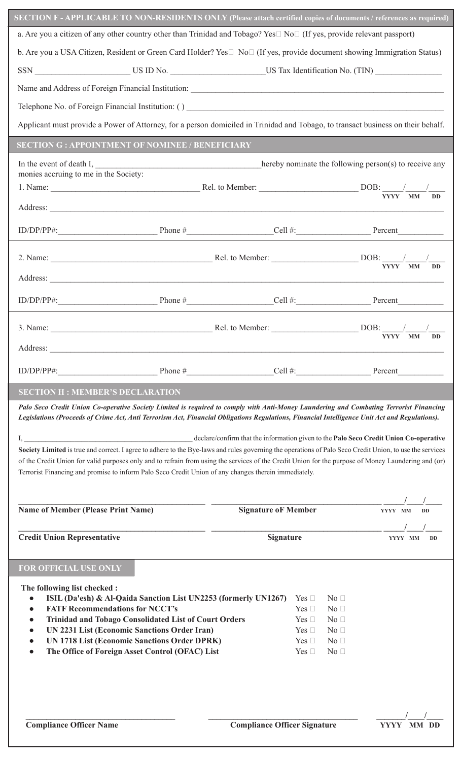## SECTION F - APPLICABLE TO NON-RESIDENTS ONLY (Please attach certified copies of documents / references as required)

a. Are you a citizen of any other country other than Trinidad and Tobago? Yes☐ No☐ (If yes, provide relevant passport)

b. Are you a USA Citizen, Resident or Green Card Holder? Yes☐ No☐ (If yes, provide document showing Immigration Status)

SSN ____________________ US ID No. ____________________ US Tax Identification No. (TIN) ______________

Name and Address of Foreign Financial Institution: ________________________________________________

Telephone No. of Foreign Financial Institution: ( ) ________________________________________________

Applicant must provide a Power of Attorney, for a person domiciled in Trinidad and Tobago, to transact business on their behalf.

## SECTION G : APPOINTMENT OF NOMINEE / BENEFICIARY

In the event of death I, ________________________________ hereby nominate the following person(s) to receive any monies accruing to me in the Society:

1. Name: ______________________________ Rel. to Member: ____________________ DOB: ____/____/____ (YYYY MM DD)

Address: ______________________________________________________________________________

ID/DP/PP#: ____________________ Phone # __________________ Cell #: ________________ Percent __________

2. Name: ______________________________ Rel. to Member: ____________________ DOB: ____/____/____ (YYYY MM DD)

Address: ______________________________________________________________________________

ID/DP/PP#: ____________________ Phone # __________________ Cell #: ________________ Percent __________

3. Name: ______________________________ Rel. to Member: ____________________ DOB: ____/____/____ (YYYY MM DD)

Address: ______________________________________________________________________________

ID/DP/PP#: ____________________ Phone # __________________ Cell #: ________________ Percent __________

## SECTION H : MEMBER'S DECLARATION

***Palo Seco Credit Union Co-operative Society Limited is required to comply with Anti-Money Laundering and Combating Terrorist Financing Legislations (Proceeds of Crime Act, Anti Terrorism Act, Financial Obligations Regulations, Financial Intelligence Unit Act and Regulations).***

I, ______________________________________ declare/confirm that the information given to the **Palo Seco Credit Union Co-operative Society Limited** is true and correct. I agree to adhere to the Bye-laws and rules governing the operations of Palo Seco Credit Union, to use the services of the Credit Union for valid purposes only and to refrain from using the services of the Credit Union for the purpose of Money Laundering and (or) Terrorist Financing and promise to inform Palo Seco Credit Union of any changes therein immediately.

______________________________________ ______________________________________ ____/____/____

**Name of Member (Please Print Name)** **Signature oF Member** YYYY MM DD

______________________________________ ______________________________________ ____/____/____

**Credit Union Representative** **Signature** YYYY MM DD

## FOR OFFICIAL USE ONLY

**The following list checked :**

- **ISIL (Da'esh) & Al-Qaida Sanction List UN2253 (formerly UN1267)** Yes ☐ No ☐
- **FATF Recommendations for NCCT's** Yes ☐ No ☐
- **Trinidad and Tobago Consolidated List of Court Orders** Yes ☐ No ☐
- **UN 2231 List (Economic Sanctions Order Iran)** Yes ☐ No ☐
- **UN 1718 List (Economic Sanctions Order DPRK)** Yes ☐ No ☐
- **The Office of Foreign Asset Control (OFAC) List** Yes ☐ No ☐

______________________________ ______________________________ ____/____/____

**Compliance Officer Name** **Compliance Officer Signature** **YYYY MM DD**